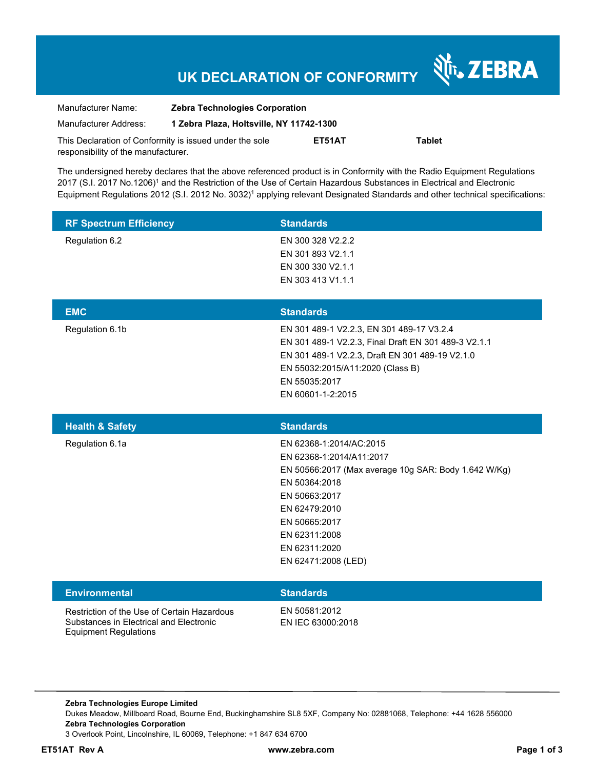# UK DECLARATION OF CONFORMITY

ZEBRA

| | |
|---|---|
| Manufacturer Name: | **Zebra Technologies Corporation** |
| Manufacturer Address: | **1 Zebra Plaza, Holtsville, NY 11742-1300** |

This Declaration of Conformity is issued under the sole responsibility of the manufacturer. **ET51AT** **Tablet**

The undersigned hereby declares that the above referenced product is in Conformity with the Radio Equipment Regulations 2017 (S.I. 2017 No.1206)[1] and the Restriction of the Use of Certain Hazardous Substances in Electrical and Electronic Equipment Regulations 2012 (S.I. 2012 No. 3032)[1] applying relevant Designated Standards and other technical specifications:

| RF Spectrum Efficiency | Standards |
|---|---|
| Regulation 6.2 | EN 300 328 V2.2.2<br>EN 301 893 V2.1.1<br>EN 300 330 V2.1.1<br>EN 303 413 V1.1.1 |

| EMC | Standards |
|---|---|
| Regulation 6.1b | EN 301 489-1 V2.2.3, EN 301 489-17 V3.2.4<br>EN 301 489-1 V2.2.3, Final Draft EN 301 489-3 V2.1.1<br>EN 301 489-1 V2.2.3, Draft EN 301 489-19 V2.1.0<br>EN 55032:2015/A11:2020 (Class B)<br>EN 55035:2017<br>EN 60601-1-2:2015 |

| Health & Safety | Standards |
|---|---|
| Regulation 6.1a | EN 62368-1:2014/AC:2015<br>EN 62368-1:2014/A11:2017<br>EN 50566:2017 (Max average 10g SAR: Body 1.642 W/Kg)<br>EN 50364:2018<br>EN 50663:2017<br>EN 62479:2010<br>EN 50665:2017<br>EN 62311:2008<br>EN 62311:2020<br>EN 62471:2008 (LED) |

| Environmental | Standards |
|---|---|
| Restriction of the Use of Certain Hazardous Substances in Electrical and Electronic Equipment Regulations | EN 50581:2012<br>EN IEC 63000:2018 |

**Zebra Technologies Europe Limited**
Dukes Meadow, Millboard Road, Bourne End, Buckinghamshire SL8 5XF, Company No: 02881068, Telephone: +44 1628 556000
**Zebra Technologies Corporation**
3 Overlook Point, Lincolnshire, IL 60069, Telephone: +1 847 634 6700

**ET51AT Rev A** **www.zebra.com**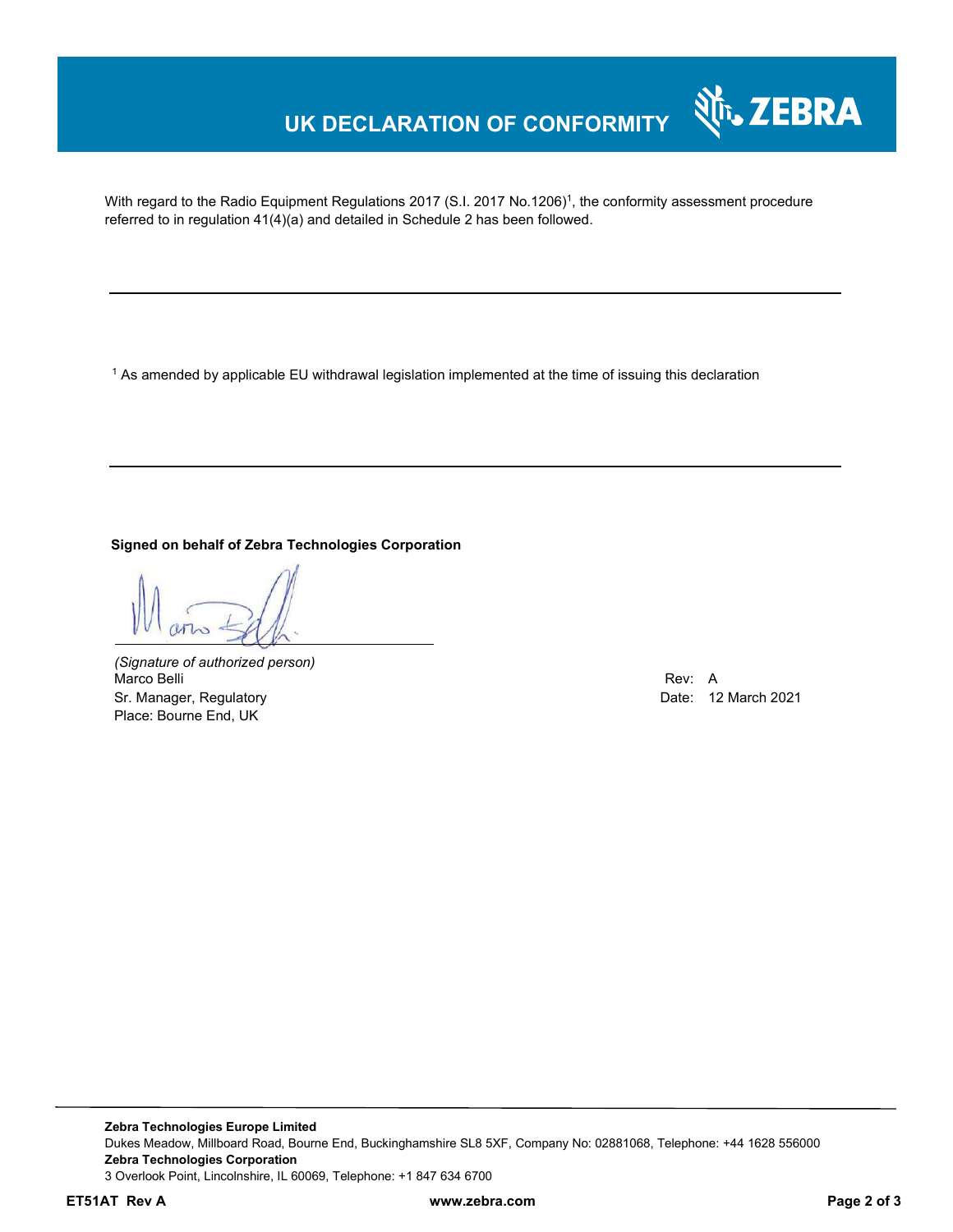# UK DECLARATION OF CONFORMITY

With regard to the Radio Equipment Regulations 2017 (S.I. 2017 No.1206)[1], the conformity assessment procedure referred to in regulation 41(4)(a) and detailed in Schedule 2 has been followed.

---

[1] As amended by applicable EU withdrawal legislation implemented at the time of issuing this declaration

---

**Signed on behalf of Zebra Technologies Corporation**

*(Signature of authorized person)*
Marco Belli
Sr. Manager, Regulatory
Place: Bourne End, UK

Rev: A
Date: 12 March 2021

**Zebra Technologies Europe Limited**
Dukes Meadow, Millboard Road, Bourne End, Buckinghamshire SL8 5XF, Company No: 02881068, Telephone: +44 1628 556000
**Zebra Technologies Corporation**
3 Overlook Point, Lincolnshire, IL 60069, Telephone: +1 847 634 6700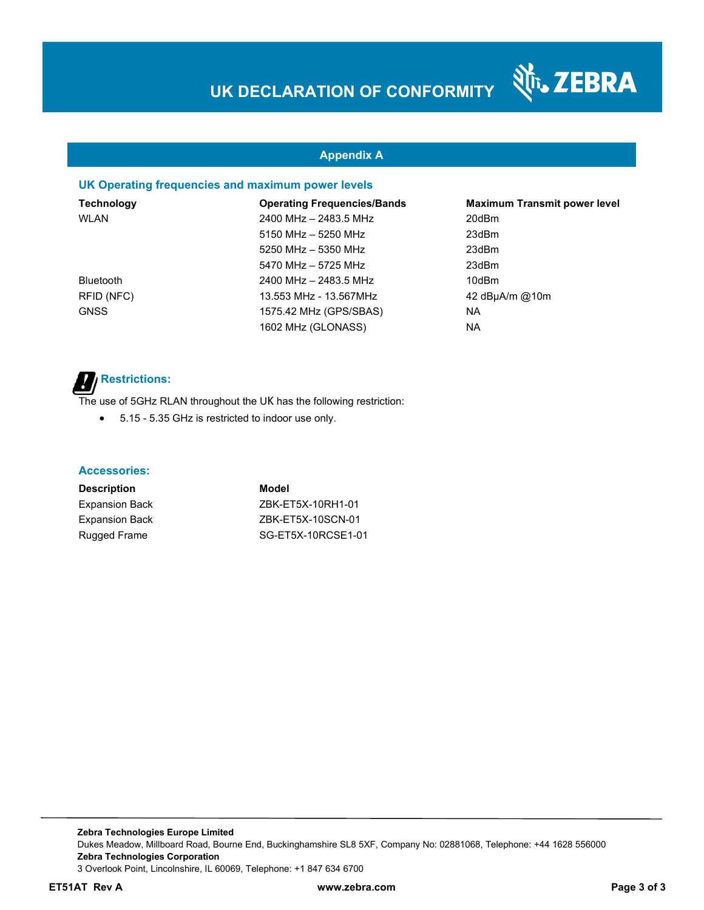# UK DECLARATION OF CONFORMITY

## Appendix A

### UK Operating frequencies and maximum power levels

| Technology | Operating Frequencies/Bands | Maximum Transmit power level |
|---|---|---|
| WLAN | 2400 MHz – 2483.5 MHz | 20dBm |
| | 5150 MHz – 5250 MHz | 23dBm |
| | 5250 MHz – 5350 MHz | 23dBm |
| | 5470 MHz – 5725 MHz | 23dBm |
| Bluetooth | 2400 MHz – 2483.5 MHz | 10dBm |
| RFID (NFC) | 13.553 MHz - 13.567MHz | 42 dBµA/m @10m |
| GNSS | 1575.42 MHz (GPS/SBAS) | NA |
| | 1602 MHz (GLONASS) | NA |

### Restrictions:

The use of 5GHz RLAN throughout the UK has the following restriction:

- 5.15 - 5.35 GHz is restricted to indoor use only.

### Accessories:

| Description | Model |
|---|---|
| Expansion Back | ZBK-ET5X-10RH1-01 |
| Expansion Back | ZBK-ET5X-10SCN-01 |
| Rugged Frame | SG-ET5X-10RCSE1-01 |

**Zebra Technologies Europe Limited**
Dukes Meadow, Millboard Road, Bourne End, Buckinghamshire SL8 5XF, Company No: 02881068, Telephone: +44 1628 556000
**Zebra Technologies Corporation**
3 Overlook Point, Lincolnshire, IL 60069, Telephone: +1 847 634 6700

**ET51AT Rev A** **www.zebra.com**